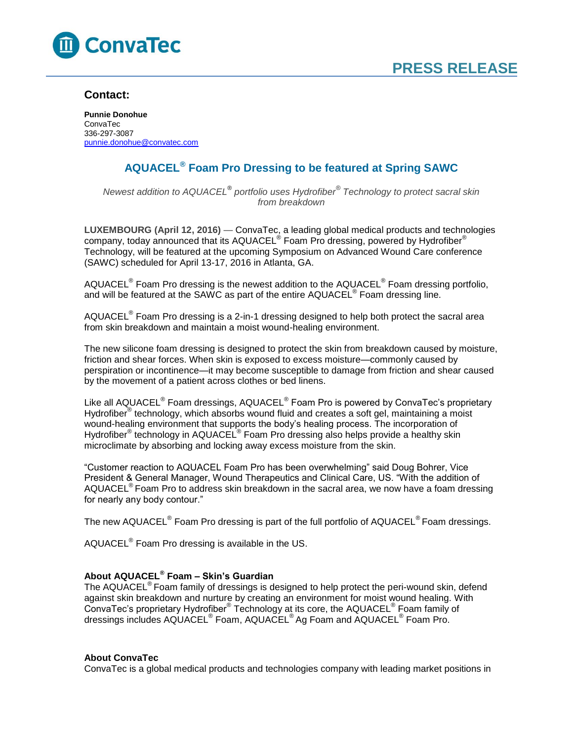ConvaTec

PRESS RELEASE

## Contact:

**Punnie Donohue**
ConvaTec
336-297-3087
punnie.donohue@convatec.com

# AQUACEL® Foam Pro Dressing to be featured at Spring SAWC

*Newest addition to AQUACEL® portfolio uses Hydrofiber® Technology to protect sacral skin from breakdown*

**LUXEMBOURG (April 12, 2016)** — ConvaTec, a leading global medical products and technologies company, today announced that its AQUACEL® Foam Pro dressing, powered by Hydrofiber® Technology, will be featured at the upcoming Symposium on Advanced Wound Care conference (SAWC) scheduled for April 13-17, 2016 in Atlanta, GA.

AQUACEL® Foam Pro dressing is the newest addition to the AQUACEL® Foam dressing portfolio, and will be featured at the SAWC as part of the entire AQUACEL® Foam dressing line.

AQUACEL® Foam Pro dressing is a 2-in-1 dressing designed to help both protect the sacral area from skin breakdown and maintain a moist wound-healing environment.

The new silicone foam dressing is designed to protect the skin from breakdown caused by moisture, friction and shear forces. When skin is exposed to excess moisture—commonly caused by perspiration or incontinence—it may become susceptible to damage from friction and shear caused by the movement of a patient across clothes or bed linens.

Like all AQUACEL® Foam dressings, AQUACEL® Foam Pro is powered by ConvaTec's proprietary Hydrofiber® technology, which absorbs wound fluid and creates a soft gel, maintaining a moist wound-healing environment that supports the body's healing process. The incorporation of Hydrofiber® technology in AQUACEL® Foam Pro dressing also helps provide a healthy skin microclimate by absorbing and locking away excess moisture from the skin.

"Customer reaction to AQUACEL Foam Pro has been overwhelming" said Doug Bohrer, Vice President & General Manager, Wound Therapeutics and Clinical Care, US. "With the addition of AQUACEL® Foam Pro to address skin breakdown in the sacral area, we now have a foam dressing for nearly any body contour."

The new AQUACEL® Foam Pro dressing is part of the full portfolio of AQUACEL® Foam dressings.

AQUACEL® Foam Pro dressing is available in the US.

### About AQUACEL® Foam – Skin's Guardian

The AQUACEL® Foam family of dressings is designed to help protect the peri-wound skin, defend against skin breakdown and nurture by creating an environment for moist wound healing. With ConvaTec's proprietary Hydrofiber® Technology at its core, the AQUACEL® Foam family of dressings includes AQUACEL® Foam, AQUACEL® Ag Foam and AQUACEL® Foam Pro.

### About ConvaTec

ConvaTec is a global medical products and technologies company with leading market positions in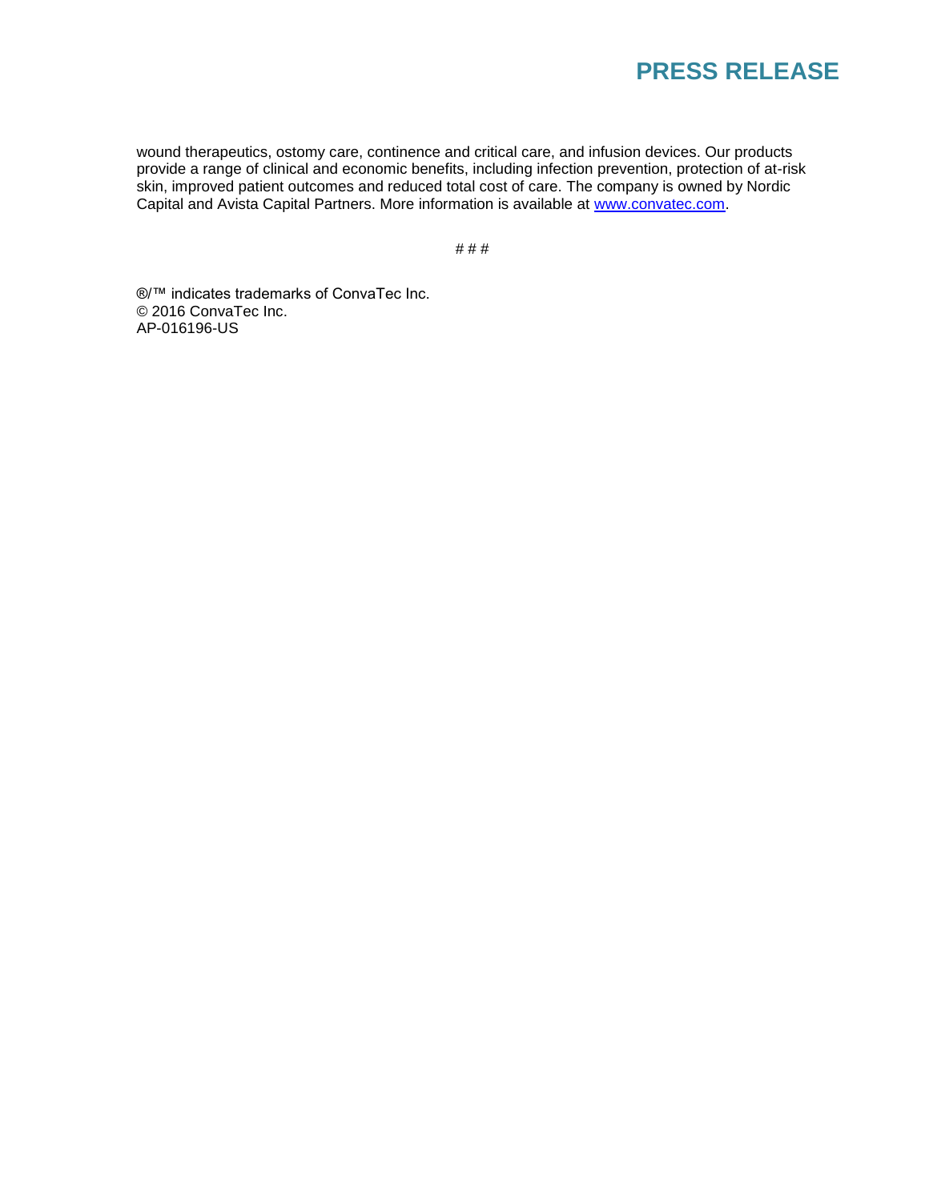wound therapeutics, ostomy care, continence and critical care, and infusion devices. Our products provide a range of clinical and economic benefits, including infection prevention, protection of at-risk skin, improved patient outcomes and reduced total cost of care. The company is owned by Nordic Capital and Avista Capital Partners. More information is available at [www.convatec.com](http://www.convatec.com).

# # #

®/™ indicates trademarks of ConvaTec Inc.
© 2016 ConvaTec Inc.
AP-016196-US